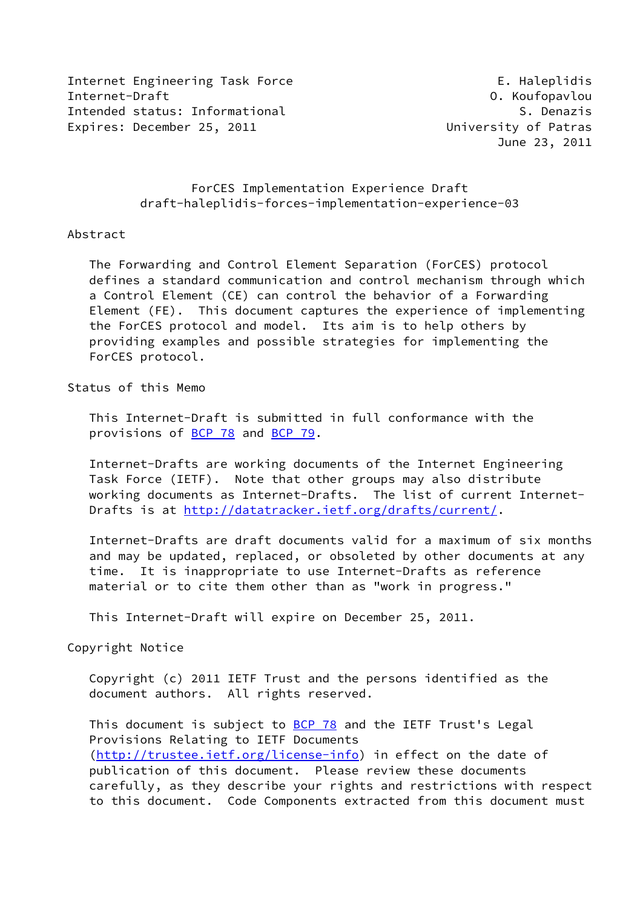Internet Engineering Task Force E. Haleplidis
Internet-Draft O. Koufopavlou
Intended status: Informational S. Denazis
Expires: December 25, 2011 University of Patras
June 23, 2011

# ForCES Implementation Experience Draft
## draft-haleplidis-forces-implementation-experience-03

## Abstract

The Forwarding and Control Element Separation (ForCES) protocol defines a standard communication and control mechanism through which a Control Element (CE) can control the behavior of a Forwarding Element (FE). This document captures the experience of implementing the ForCES protocol and model. Its aim is to help others by providing examples and possible strategies for implementing the ForCES protocol.

## Status of this Memo

This Internet-Draft is submitted in full conformance with the provisions of BCP 78 and BCP 79.

Internet-Drafts are working documents of the Internet Engineering Task Force (IETF). Note that other groups may also distribute working documents as Internet-Drafts. The list of current Internet-Drafts is at http://datatracker.ietf.org/drafts/current/.

Internet-Drafts are draft documents valid for a maximum of six months and may be updated, replaced, or obsoleted by other documents at any time. It is inappropriate to use Internet-Drafts as reference material or to cite them other than as "work in progress."

This Internet-Draft will expire on December 25, 2011.

## Copyright Notice

Copyright (c) 2011 IETF Trust and the persons identified as the document authors. All rights reserved.

This document is subject to BCP 78 and the IETF Trust's Legal Provisions Relating to IETF Documents (http://trustee.ietf.org/license-info) in effect on the date of publication of this document. Please review these documents carefully, as they describe your rights and restrictions with respect to this document. Code Components extracted from this document must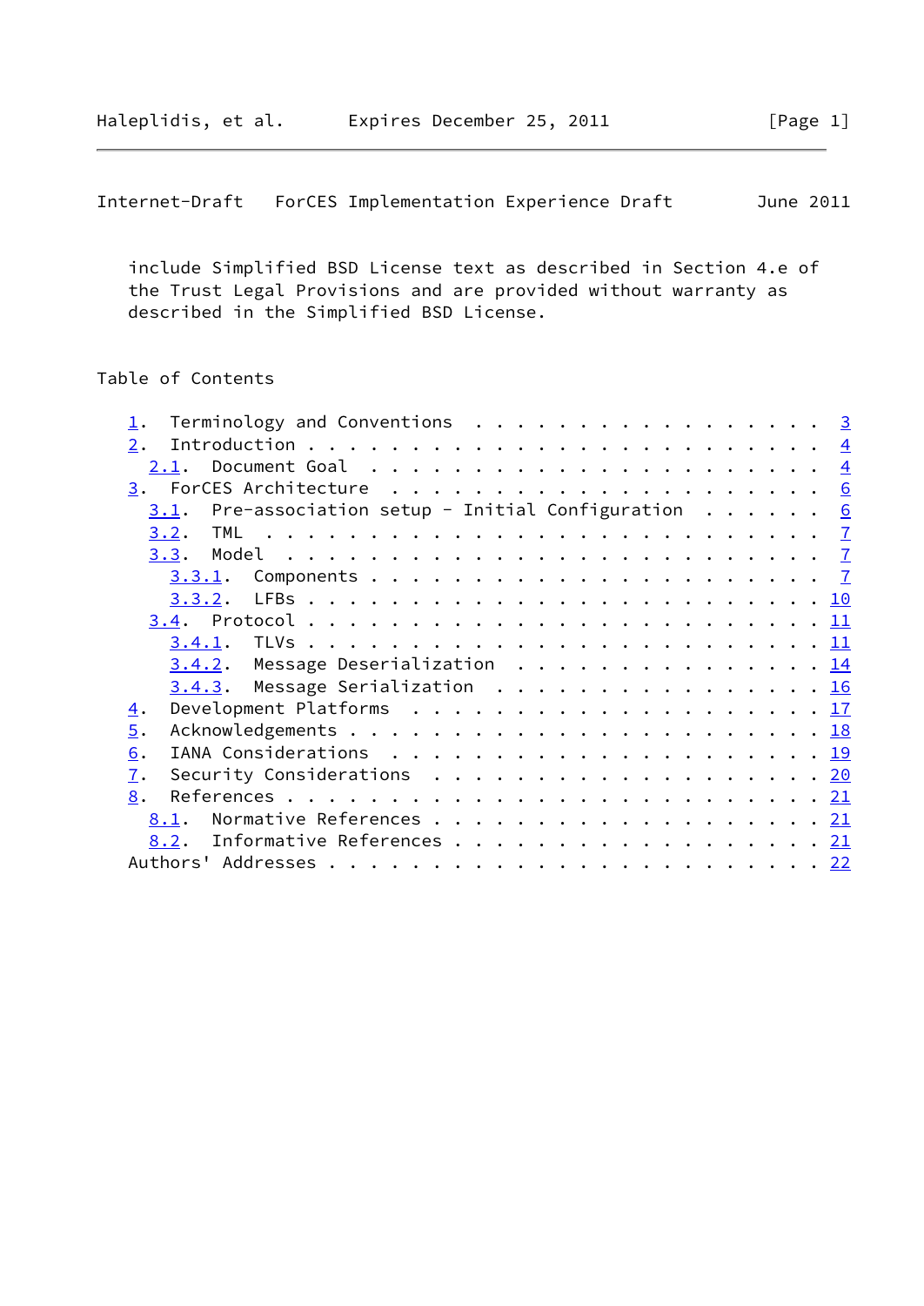include Simplified BSD License text as described in Section 4.e of the Trust Legal Provisions and are provided without warranty as described in the Simplified BSD License.

## Table of Contents

- 1. Terminology and Conventions . . . . . . . . . . . . . . . . . 3
- 2. Introduction . . . . . . . . . . . . . . . . . . . . . . . . . 4
  - 2.1. Document Goal . . . . . . . . . . . . . . . . . . . . . . 4
- 3. ForCES Architecture . . . . . . . . . . . . . . . . . . . . . 6
  - 3.1. Pre-association setup - Initial Configuration . . . . . . 6
  - 3.2. TML . . . . . . . . . . . . . . . . . . . . . . . . . . . 7
  - 3.3. Model . . . . . . . . . . . . . . . . . . . . . . . . . . 7
    - 3.3.1. Components . . . . . . . . . . . . . . . . . . . . . 7
    - 3.3.2. LFBs . . . . . . . . . . . . . . . . . . . . . . . . 10
  - 3.4. Protocol . . . . . . . . . . . . . . . . . . . . . . . . 11
    - 3.4.1. TLVs . . . . . . . . . . . . . . . . . . . . . . . . 11
    - 3.4.2. Message Deserialization . . . . . . . . . . . . . . 14
    - 3.4.3. Message Serialization . . . . . . . . . . . . . . . 16
- 4. Development Platforms . . . . . . . . . . . . . . . . . . . . 17
- 5. Acknowledgements . . . . . . . . . . . . . . . . . . . . . . . 18
- 6. IANA Considerations . . . . . . . . . . . . . . . . . . . . . 19
- 7. Security Considerations . . . . . . . . . . . . . . . . . . . 20
- 8. References . . . . . . . . . . . . . . . . . . . . . . . . . . 21
  - 8.1. Normative References . . . . . . . . . . . . . . . . . . 21
  - 8.2. Informative References . . . . . . . . . . . . . . . . . 21
- Authors' Addresses . . . . . . . . . . . . . . . . . . . . . . . 22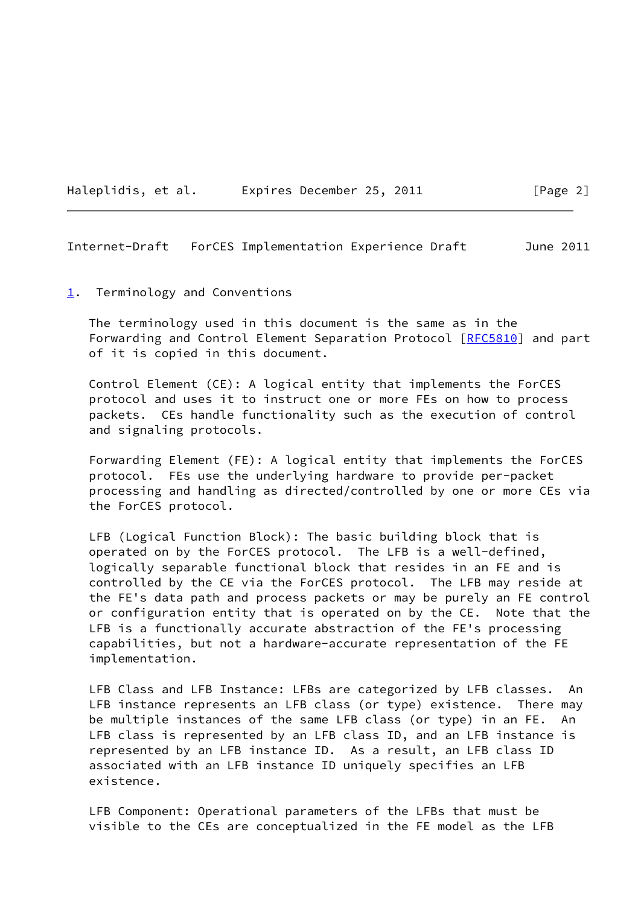## 1. Terminology and Conventions

The terminology used in this document is the same as in the Forwarding and Control Element Separation Protocol [RFC5810] and part of it is copied in this document.

Control Element (CE): A logical entity that implements the ForCES protocol and uses it to instruct one or more FEs on how to process packets. CEs handle functionality such as the execution of control and signaling protocols.

Forwarding Element (FE): A logical entity that implements the ForCES protocol. FEs use the underlying hardware to provide per-packet processing and handling as directed/controlled by one or more CEs via the ForCES protocol.

LFB (Logical Function Block): The basic building block that is operated on by the ForCES protocol. The LFB is a well-defined, logically separable functional block that resides in an FE and is controlled by the CE via the ForCES protocol. The LFB may reside at the FE's data path and process packets or may be purely an FE control or configuration entity that is operated on by the CE. Note that the LFB is a functionally accurate abstraction of the FE's processing capabilities, but not a hardware-accurate representation of the FE implementation.

LFB Class and LFB Instance: LFBs are categorized by LFB classes. An LFB instance represents an LFB class (or type) existence. There may be multiple instances of the same LFB class (or type) in an FE. An LFB class is represented by an LFB class ID, and an LFB instance is represented by an LFB instance ID. As a result, an LFB class ID associated with an LFB instance ID uniquely specifies an LFB existence.

LFB Component: Operational parameters of the LFBs that must be visible to the CEs are conceptualized in the FE model as the LFB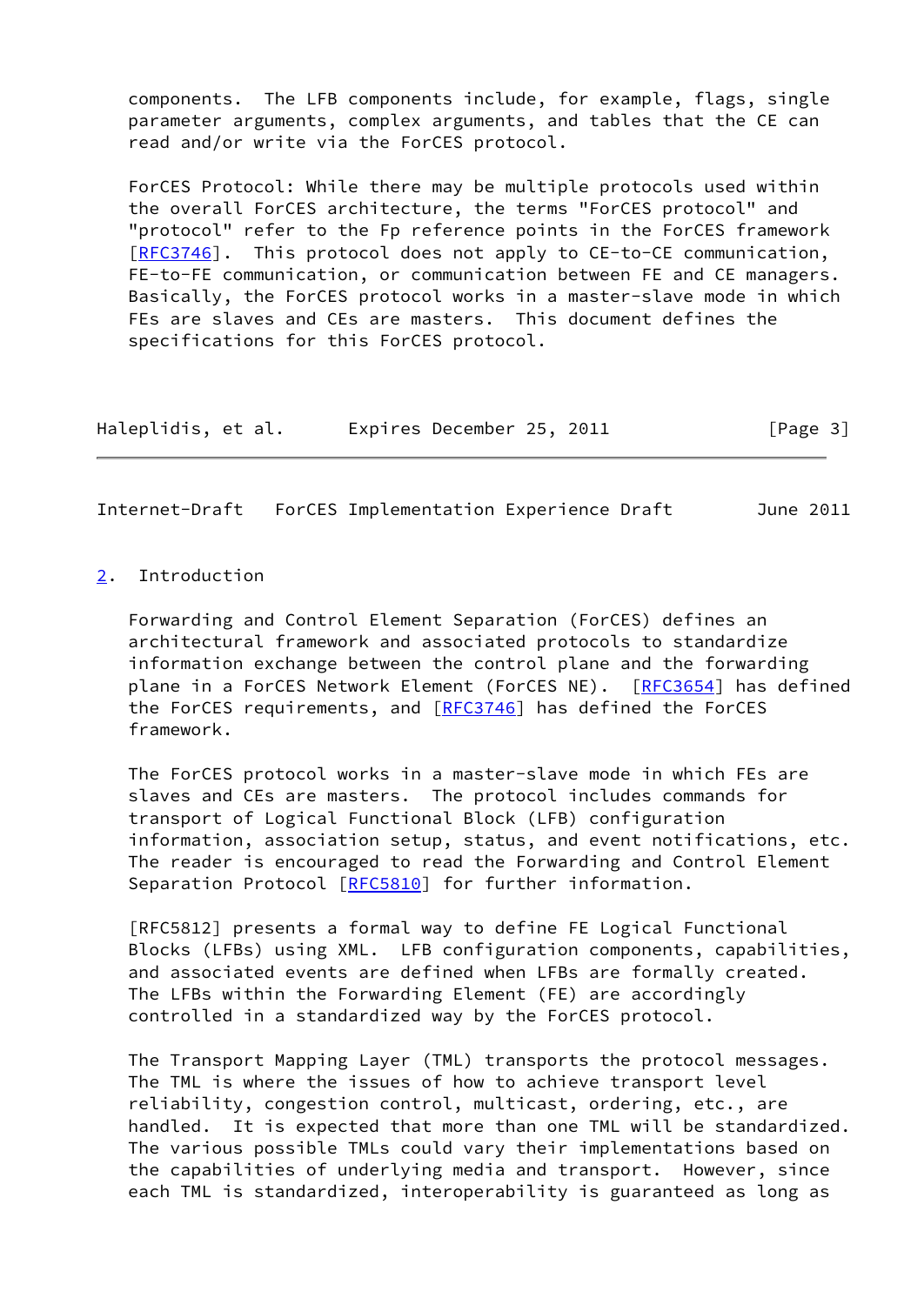components. The LFB components include, for example, flags, single parameter arguments, complex arguments, and tables that the CE can read and/or write via the ForCES protocol.

ForCES Protocol: While there may be multiple protocols used within the overall ForCES architecture, the terms "ForCES protocol" and "protocol" refer to the Fp reference points in the ForCES framework [RFC3746]. This protocol does not apply to CE-to-CE communication, FE-to-FE communication, or communication between FE and CE managers. Basically, the ForCES protocol works in a master-slave mode in which FEs are slaves and CEs are masters. This document defines the specifications for this ForCES protocol.

## 2. Introduction

Forwarding and Control Element Separation (ForCES) defines an architectural framework and associated protocols to standardize information exchange between the control plane and the forwarding plane in a ForCES Network Element (ForCES NE). [RFC3654] has defined the ForCES requirements, and [RFC3746] has defined the ForCES framework.

The ForCES protocol works in a master-slave mode in which FEs are slaves and CEs are masters. The protocol includes commands for transport of Logical Functional Block (LFB) configuration information, association setup, status, and event notifications, etc. The reader is encouraged to read the Forwarding and Control Element Separation Protocol [RFC5810] for further information.

[RFC5812] presents a formal way to define FE Logical Functional Blocks (LFBs) using XML. LFB configuration components, capabilities, and associated events are defined when LFBs are formally created. The LFBs within the Forwarding Element (FE) are accordingly controlled in a standardized way by the ForCES protocol.

The Transport Mapping Layer (TML) transports the protocol messages. The TML is where the issues of how to achieve transport level reliability, congestion control, multicast, ordering, etc., are handled. It is expected that more than one TML will be standardized. The various possible TMLs could vary their implementations based on the capabilities of underlying media and transport. However, since each TML is standardized, interoperability is guaranteed as long as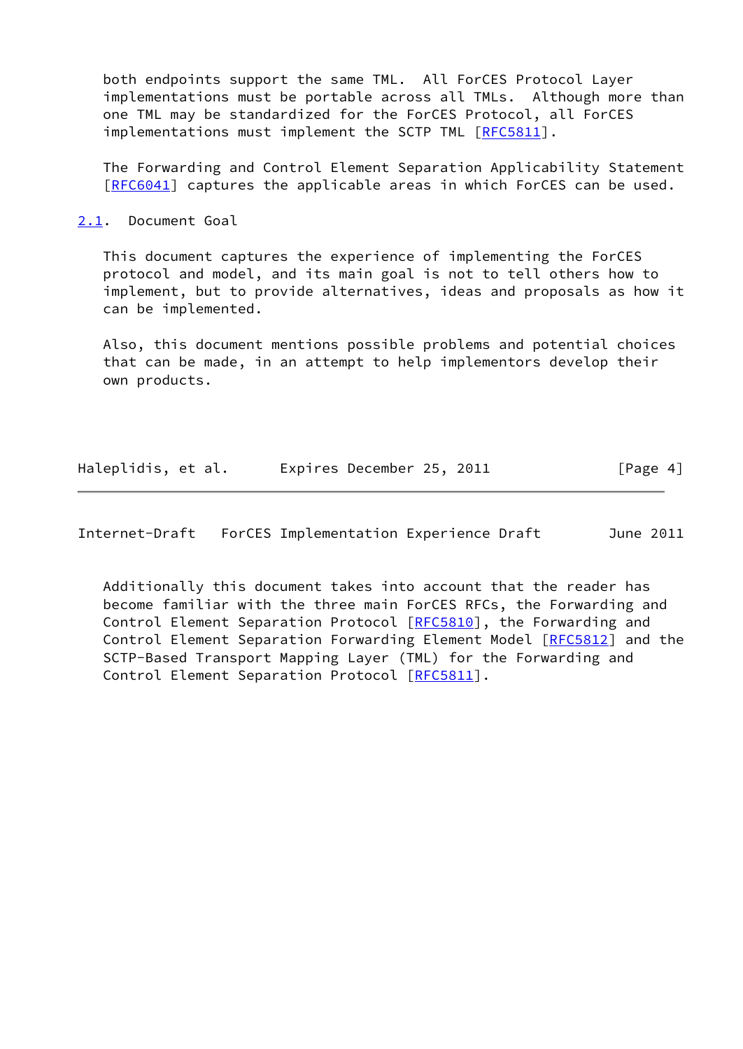both endpoints support the same TML. All ForCES Protocol Layer implementations must be portable across all TMLs. Although more than one TML may be standardized for the ForCES Protocol, all ForCES implementations must implement the SCTP TML [RFC5811].

The Forwarding and Control Element Separation Applicability Statement [RFC6041] captures the applicable areas in which ForCES can be used.

## 2.1. Document Goal

This document captures the experience of implementing the ForCES protocol and model, and its main goal is not to tell others how to implement, but to provide alternatives, ideas and proposals as how it can be implemented.

Also, this document mentions possible problems and potential choices that can be made, in an attempt to help implementors develop their own products.

Additionally this document takes into account that the reader has become familiar with the three main ForCES RFCs, the Forwarding and Control Element Separation Protocol [RFC5810], the Forwarding and Control Element Separation Forwarding Element Model [RFC5812] and the SCTP-Based Transport Mapping Layer (TML) for the Forwarding and Control Element Separation Protocol [RFC5811].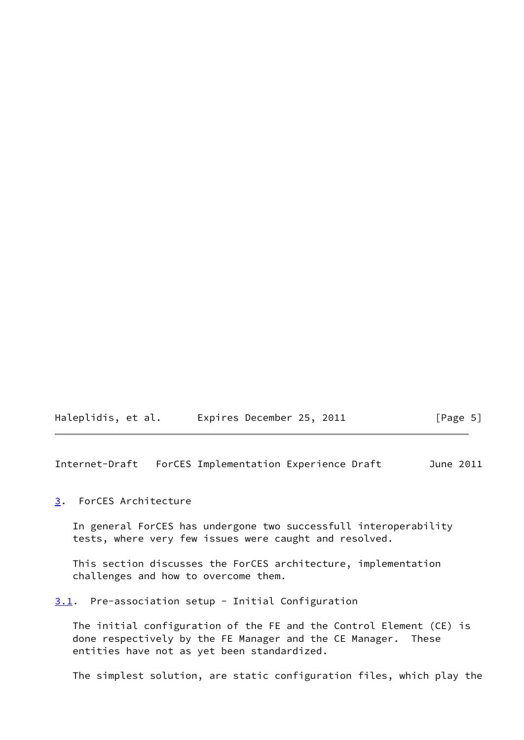## 3. ForCES Architecture

In general ForCES has undergone two successfull interoperability tests, where very few issues were caught and resolved.

This section discusses the ForCES architecture, implementation challenges and how to overcome them.

### 3.1. Pre-association setup - Initial Configuration

The initial configuration of the FE and the Control Element (CE) is done respectively by the FE Manager and the CE Manager. These entities have not as yet been standardized.

The simplest solution, are static configuration files, which play the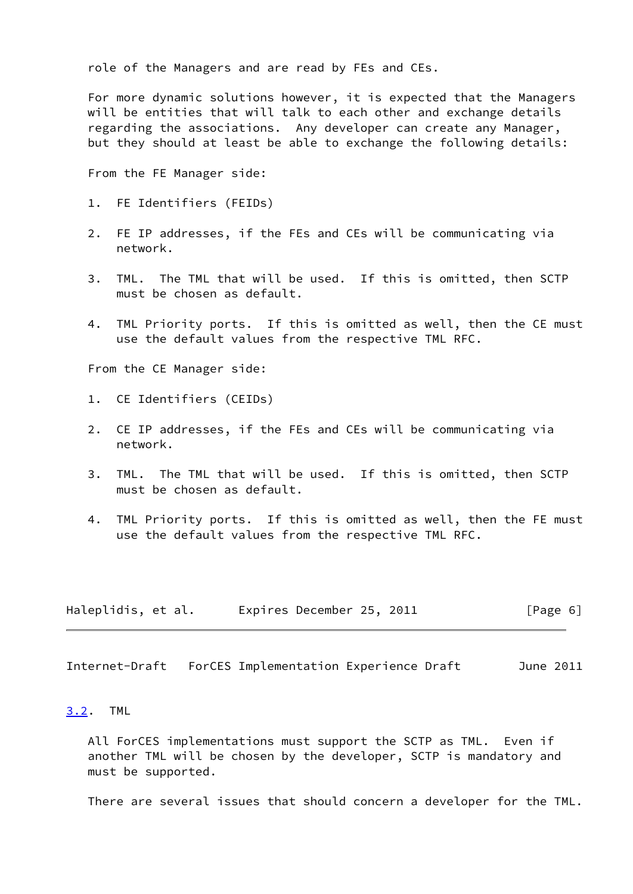role of the Managers and are read by FEs and CEs.

For more dynamic solutions however, it is expected that the Managers will be entities that will talk to each other and exchange details regarding the associations. Any developer can create any Manager, but they should at least be able to exchange the following details:

From the FE Manager side:

1. FE Identifiers (FEIDs)

2. FE IP addresses, if the FEs and CEs will be communicating via network.

3. TML. The TML that will be used. If this is omitted, then SCTP must be chosen as default.

4. TML Priority ports. If this is omitted as well, then the CE must use the default values from the respective TML RFC.

From the CE Manager side:

1. CE Identifiers (CEIDs)

2. CE IP addresses, if the FEs and CEs will be communicating via network.

3. TML. The TML that will be used. If this is omitted, then SCTP must be chosen as default.

4. TML Priority ports. If this is omitted as well, then the FE must use the default values from the respective TML RFC.

### 3.2. TML

All ForCES implementations must support the SCTP as TML. Even if another TML will be chosen by the developer, SCTP is mandatory and must be supported.

There are several issues that should concern a developer for the TML.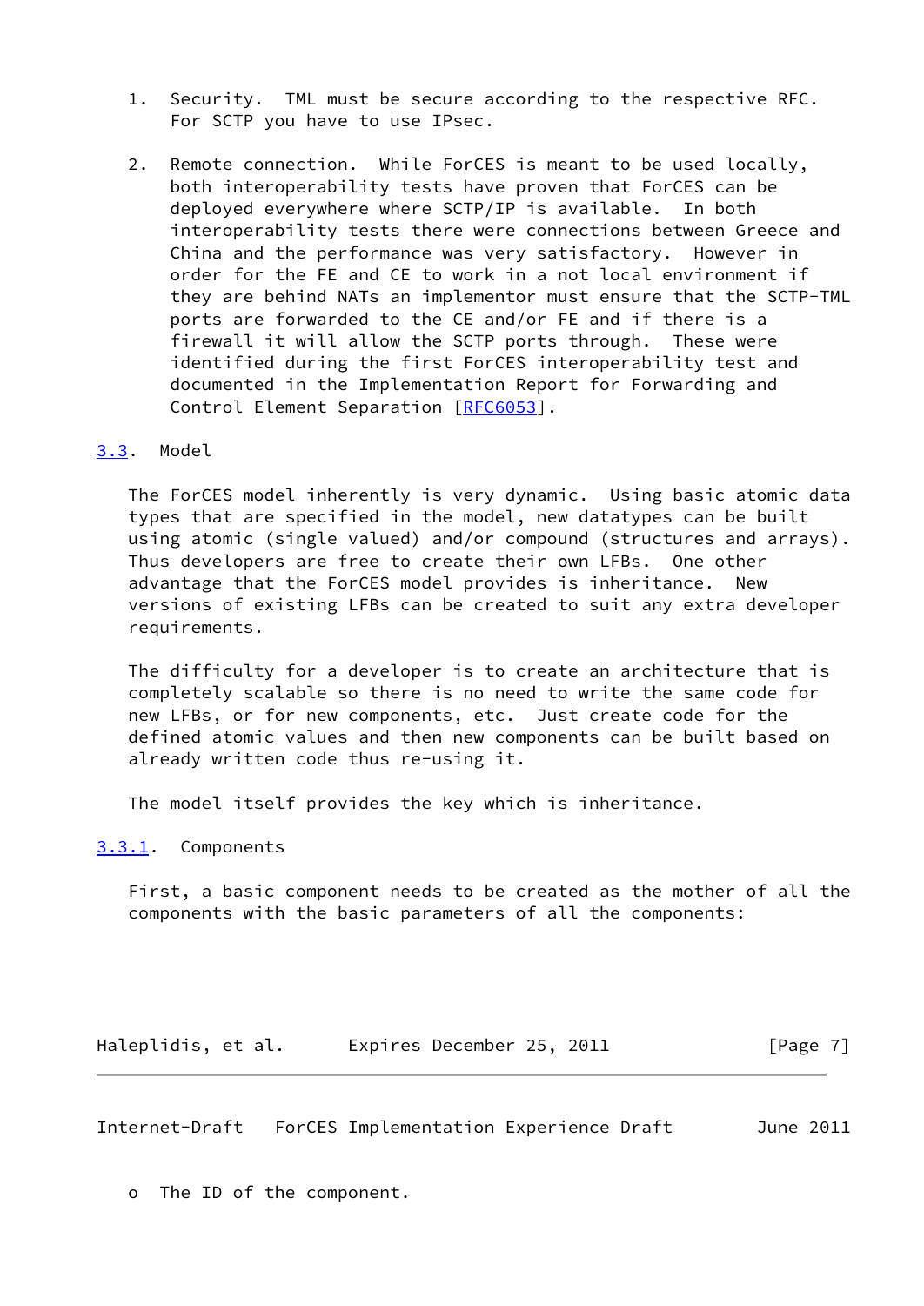1. Security. TML must be secure according to the respective RFC. For SCTP you have to use IPsec.

2. Remote connection. While ForCES is meant to be used locally, both interoperability tests have proven that ForCES can be deployed everywhere where SCTP/IP is available. In both interoperability tests there were connections between Greece and China and the performance was very satisfactory. However in order for the FE and CE to work in a not local environment if they are behind NATs an implementor must ensure that the SCTP-TML ports are forwarded to the CE and/or FE and if there is a firewall it will allow the SCTP ports through. These were identified during the first ForCES interoperability test and documented in the Implementation Report for Forwarding and Control Element Separation [RFC6053].

### 3.3. Model

The ForCES model inherently is very dynamic. Using basic atomic data types that are specified in the model, new datatypes can be built using atomic (single valued) and/or compound (structures and arrays). Thus developers are free to create their own LFBs. One other advantage that the ForCES model provides is inheritance. New versions of existing LFBs can be created to suit any extra developer requirements.

The difficulty for a developer is to create an architecture that is completely scalable so there is no need to write the same code for new LFBs, or for new components, etc. Just create code for the defined atomic values and then new components can be built based on already written code thus re-using it.

The model itself provides the key which is inheritance.

#### 3.3.1. Components

First, a basic component needs to be created as the mother of all the components with the basic parameters of all the components:

- The ID of the component.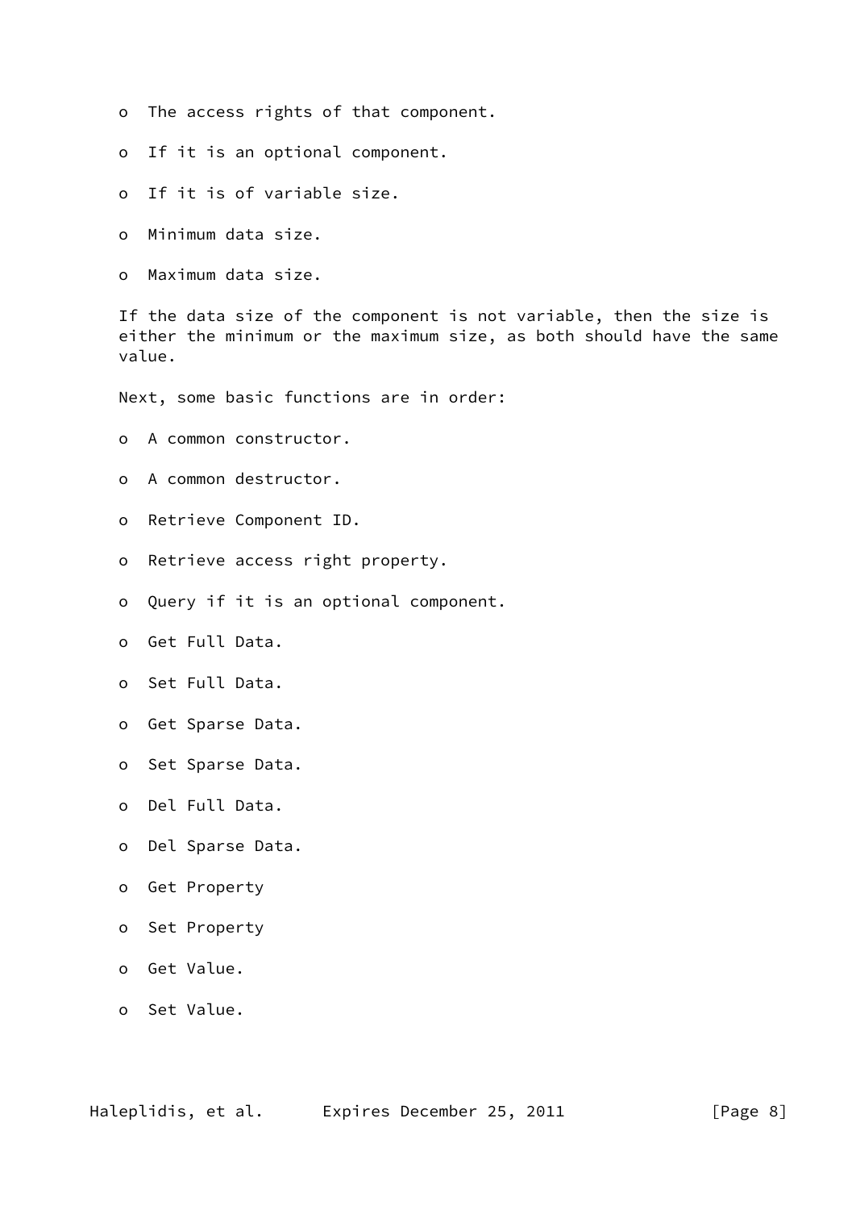- The access rights of that component.
- If it is an optional component.
- If it is of variable size.
- Minimum data size.
- Maximum data size.

If the data size of the component is not variable, then the size is either the minimum or the maximum size, as both should have the same value.

Next, some basic functions are in order:

- A common constructor.
- A common destructor.
- Retrieve Component ID.
- Retrieve access right property.
- Query if it is an optional component.
- Get Full Data.
- Set Full Data.
- Get Sparse Data.
- Set Sparse Data.
- Del Full Data.
- Del Sparse Data.
- Get Property
- Set Property
- Get Value.
- Set Value.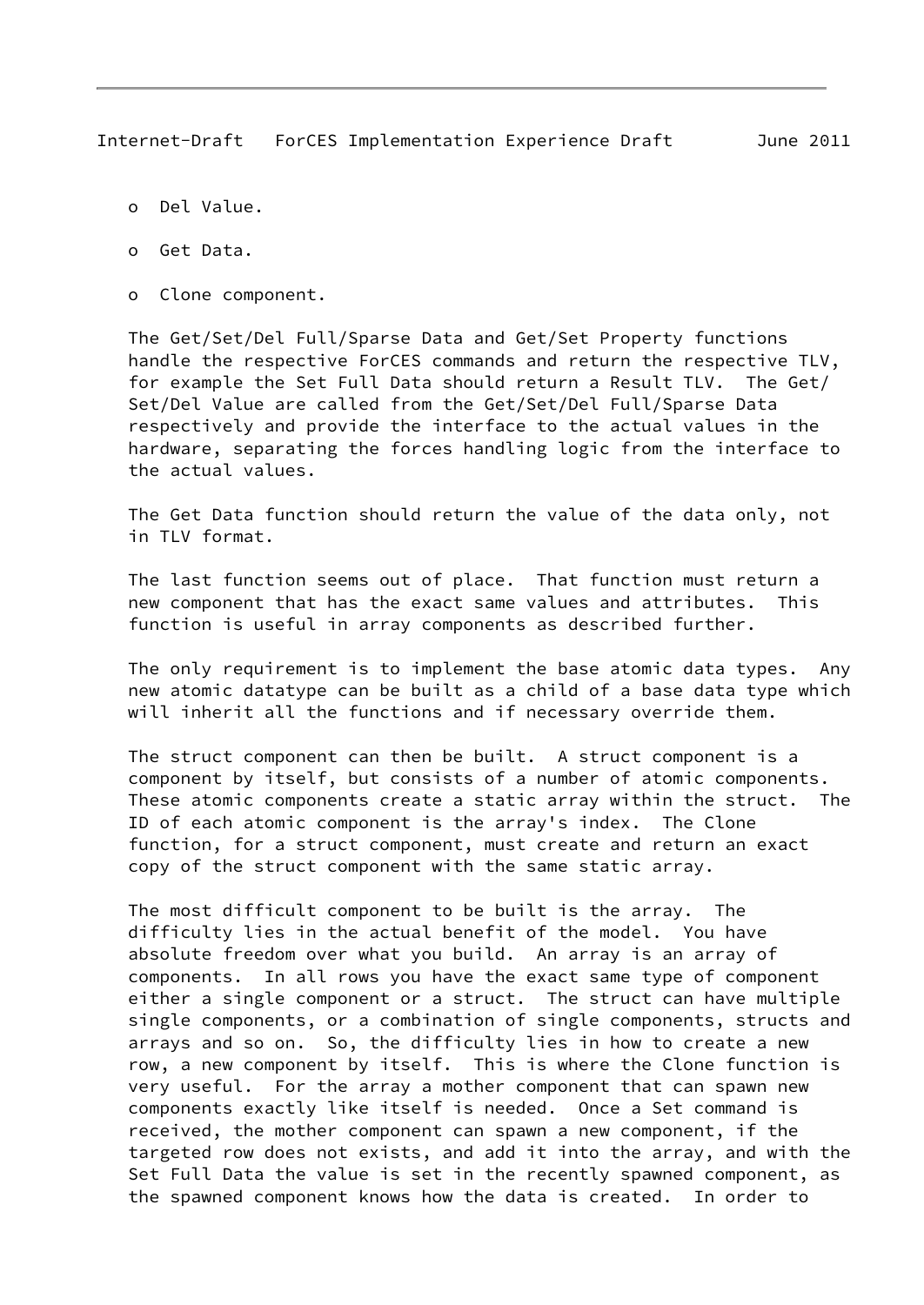- Del Value.
- Get Data.
- Clone component.

The Get/Set/Del Full/Sparse Data and Get/Set Property functions handle the respective ForCES commands and return the respective TLV, for example the Set Full Data should return a Result TLV. The Get/Set/Del Value are called from the Get/Set/Del Full/Sparse Data respectively and provide the interface to the actual values in the hardware, separating the forces handling logic from the interface to the actual values.

The Get Data function should return the value of the data only, not in TLV format.

The last function seems out of place. That function must return a new component that has the exact same values and attributes. This function is useful in array components as described further.

The only requirement is to implement the base atomic data types. Any new atomic datatype can be built as a child of a base data type which will inherit all the functions and if necessary override them.

The struct component can then be built. A struct component is a component by itself, but consists of a number of atomic components. These atomic components create a static array within the struct. The ID of each atomic component is the array's index. The Clone function, for a struct component, must create and return an exact copy of the struct component with the same static array.

The most difficult component to be built is the array. The difficulty lies in the actual benefit of the model. You have absolute freedom over what you build. An array is an array of components. In all rows you have the exact same type of component either a single component or a struct. The struct can have multiple single components, or a combination of single components, structs and arrays and so on. So, the difficulty lies in how to create a new row, a new component by itself. This is where the Clone function is very useful. For the array a mother component that can spawn new components exactly like itself is needed. Once a Set command is received, the mother component can spawn a new component, if the targeted row does not exists, and add it into the array, and with the Set Full Data the value is set in the recently spawned component, as the spawned component knows how the data is created. In order to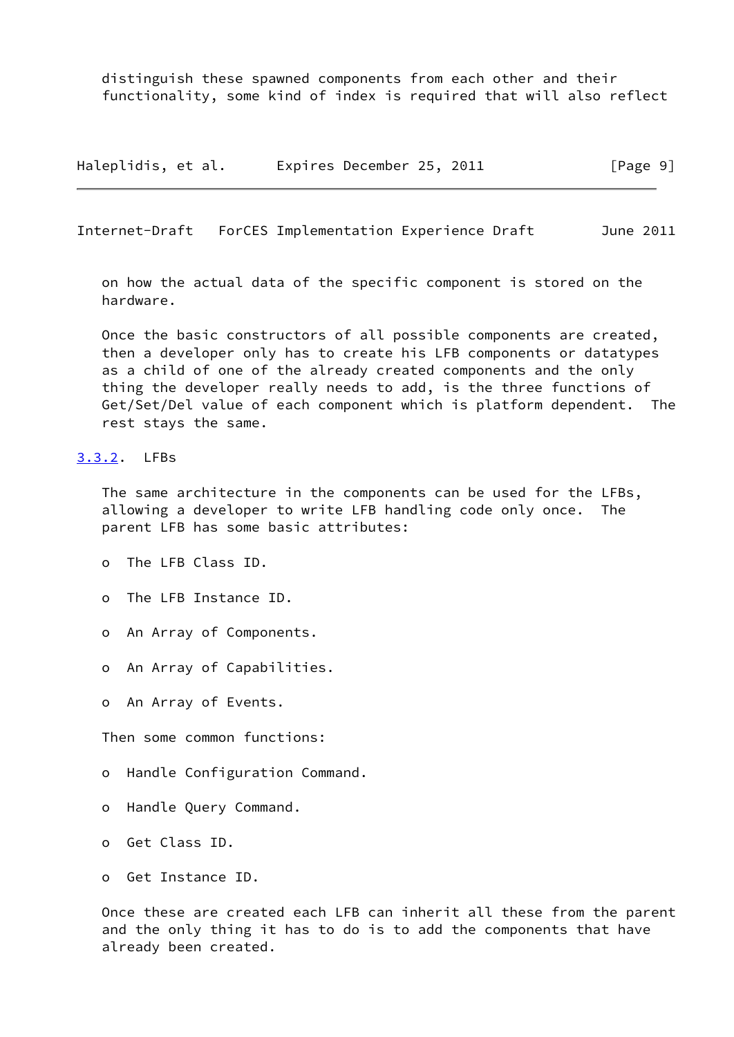distinguish these spawned components from each other and their functionality, some kind of index is required that will also reflect on how the actual data of the specific component is stored on the hardware.

Once the basic constructors of all possible components are created, then a developer only has to create his LFB components or datatypes as a child of one of the already created components and the only thing the developer really needs to add, is the three functions of Get/Set/Del value of each component which is platform dependent. The rest stays the same.

### 3.3.2. LFBs

The same architecture in the components can be used for the LFBs, allowing a developer to write LFB handling code only once. The parent LFB has some basic attributes:

- The LFB Class ID.
- The LFB Instance ID.
- An Array of Components.
- An Array of Capabilities.
- An Array of Events.

Then some common functions:

- Handle Configuration Command.
- Handle Query Command.
- Get Class ID.
- Get Instance ID.

Once these are created each LFB can inherit all these from the parent and the only thing it has to do is to add the components that have already been created.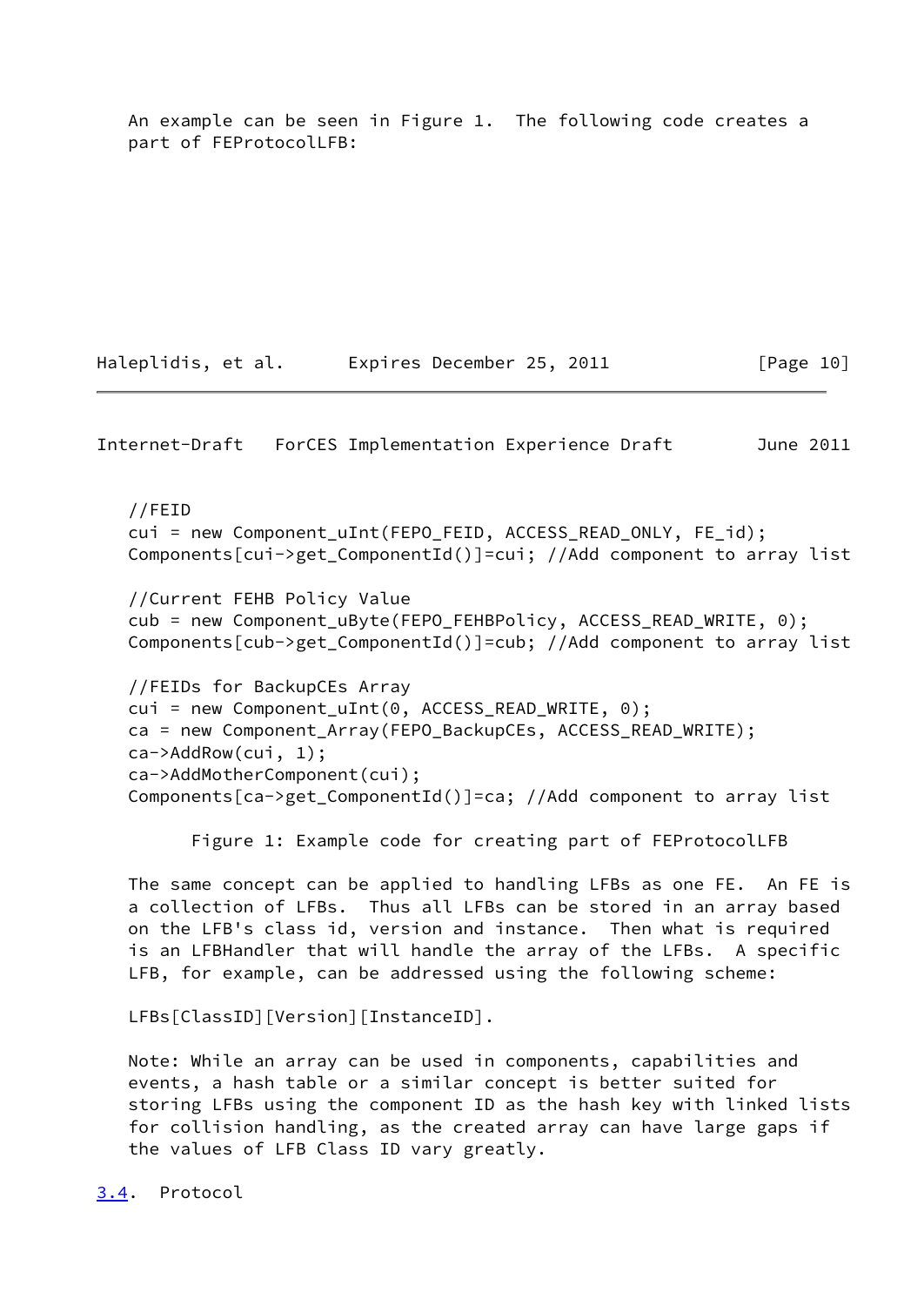An example can be seen in Figure 1. The following code creates a part of FEProtocolLFB:

```
//FEID
cui = new Component_uInt(FEPO_FEID, ACCESS_READ_ONLY, FE_id);
Components[cui->get_ComponentId()]=cui; //Add component to array list

//Current FEHB Policy Value
cub = new Component_uByte(FEPO_FEHBPolicy, ACCESS_READ_WRITE, 0);
Components[cub->get_ComponentId()]=cub; //Add component to array list

//FEIDs for BackupCEs Array
cui = new Component_uInt(0, ACCESS_READ_WRITE, 0);
ca = new Component_Array(FEPO_BackupCEs, ACCESS_READ_WRITE);
ca->AddRow(cui, 1);
ca->AddMotherComponent(cui);
Components[ca->get_ComponentId()]=ca; //Add component to array list
```

Figure 1: Example code for creating part of FEProtocolLFB

The same concept can be applied to handling LFBs as one FE. An FE is a collection of LFBs. Thus all LFBs can be stored in an array based on the LFB's class id, version and instance. Then what is required is an LFBHandler that will handle the array of the LFBs. A specific LFB, for example, can be addressed using the following scheme:

LFBs[ClassID][Version][InstanceID].

Note: While an array can be used in components, capabilities and events, a hash table or a similar concept is better suited for storing LFBs using the component ID as the hash key with linked lists for collision handling, as the created array can have large gaps if the values of LFB Class ID vary greatly.

### 3.4. Protocol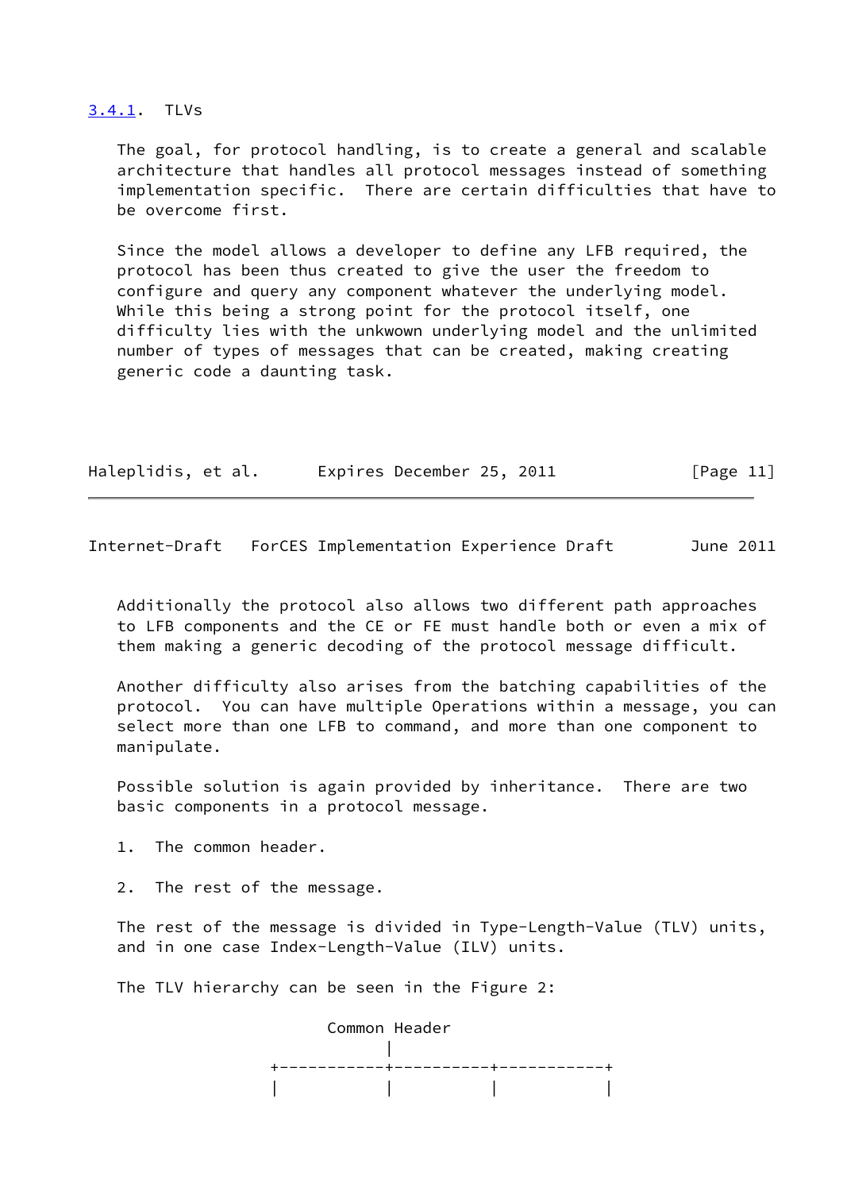### 3.4.1. TLVs

The goal, for protocol handling, is to create a general and scalable architecture that handles all protocol messages instead of something implementation specific. There are certain difficulties that have to be overcome first.

Since the model allows a developer to define any LFB required, the protocol has been thus created to give the user the freedom to configure and query any component whatever the underlying model. While this being a strong point for the protocol itself, one difficulty lies with the unkwown underlying model and the unlimited number of types of messages that can be created, making creating generic code a daunting task.

Additionally the protocol also allows two different path approaches to LFB components and the CE or FE must handle both or even a mix of them making a generic decoding of the protocol message difficult.

Another difficulty also arises from the batching capabilities of the protocol. You can have multiple Operations within a message, you can select more than one LFB to command, and more than one component to manipulate.

Possible solution is again provided by inheritance. There are two basic components in a protocol message.

1. The common header.

2. The rest of the message.

The rest of the message is divided in Type-Length-Value (TLV) units, and in one case Index-Length-Value (ILV) units.

The TLV hierarchy can be seen in the Figure 2:

```
                  Common Header
                        |
          +-----------+----------+-----------+
          |           |          |           |
```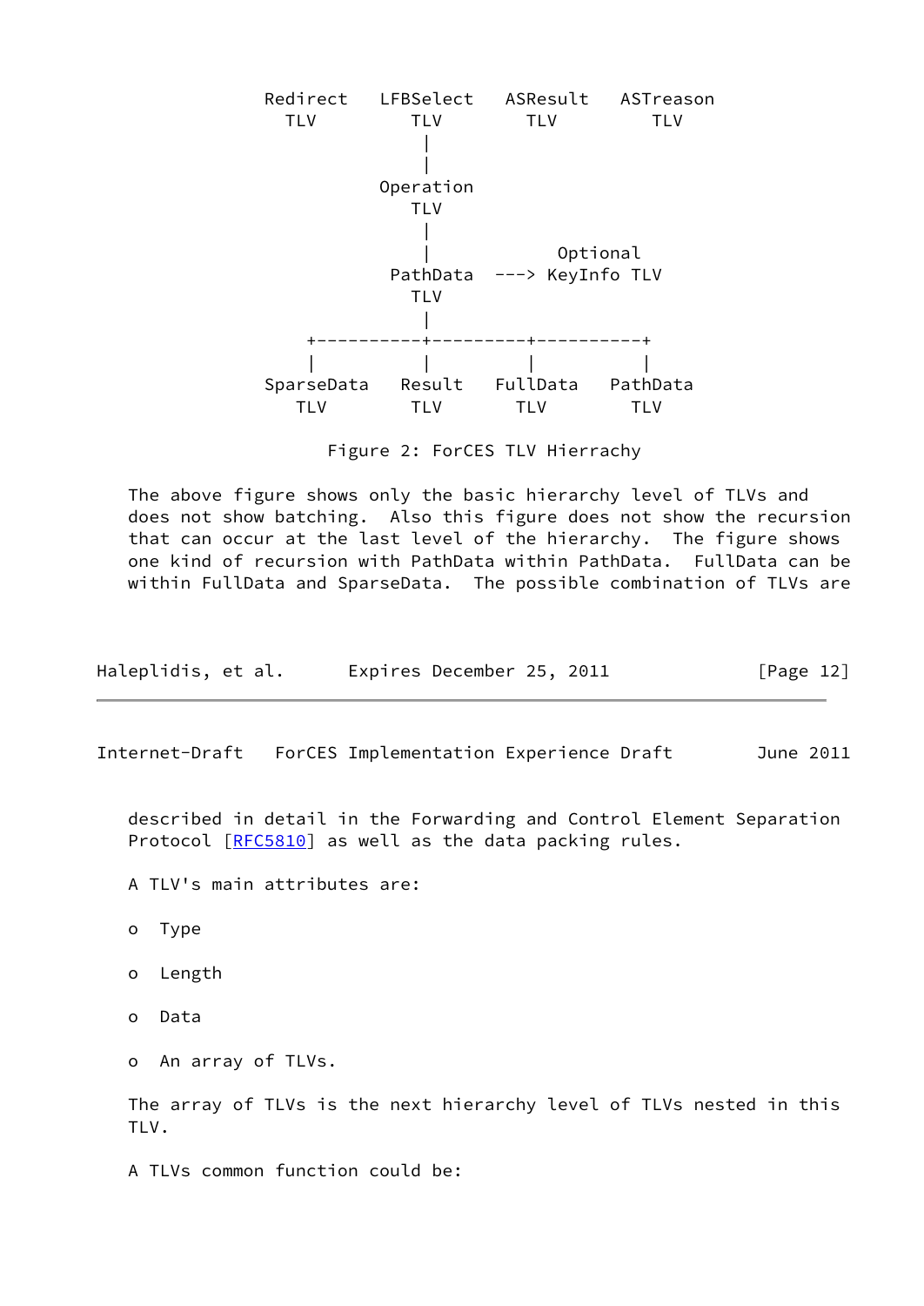```
   Redirect   LFBSelect   ASResult   ASTreason
     TLV         TLV        TLV         TLV
                  |
                  |
              Operation
                 TLV
                  |
                  |           Optional
               PathData  ---> KeyInfo TLV
                 TLV
                  |
      +----------+---------+----------+
      |          |         |          |
   SparseData   Result   FullData   PathData
      TLV        TLV       TLV        TLV
```

Figure 2: ForCES TLV Hierarchy

The above figure shows only the basic hierarchy level of TLVs and does not show batching. Also this figure does not show the recursion that can occur at the last level of the hierarchy. The figure shows one kind of recursion with PathData within PathData. FullData can be within FullData and SparseData. The possible combination of TLVs are described in detail in the Forwarding and Control Element Separation Protocol [RFC5810] as well as the data packing rules.

A TLV's main attributes are:

- Type
- Length
- Data
- An array of TLVs.

The array of TLVs is the next hierarchy level of TLVs nested in this TLV.

A TLVs common function could be: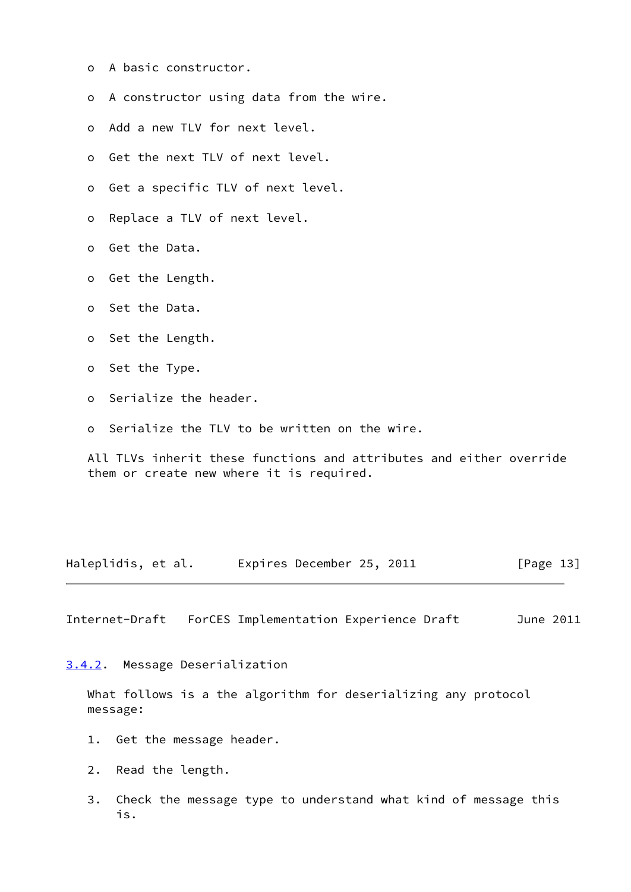- A basic constructor.
- A constructor using data from the wire.
- Add a new TLV for next level.
- Get the next TLV of next level.
- Get a specific TLV of next level.
- Replace a TLV of next level.
- Get the Data.
- Get the Length.
- Set the Data.
- Set the Length.
- Set the Type.
- Serialize the header.
- Serialize the TLV to be written on the wire.

All TLVs inherit these functions and attributes and either override them or create new where it is required.

### 3.4.2. Message Deserialization

What follows is a the algorithm for deserializing any protocol message:

1. Get the message header.
2. Read the length.
3. Check the message type to understand what kind of message this is.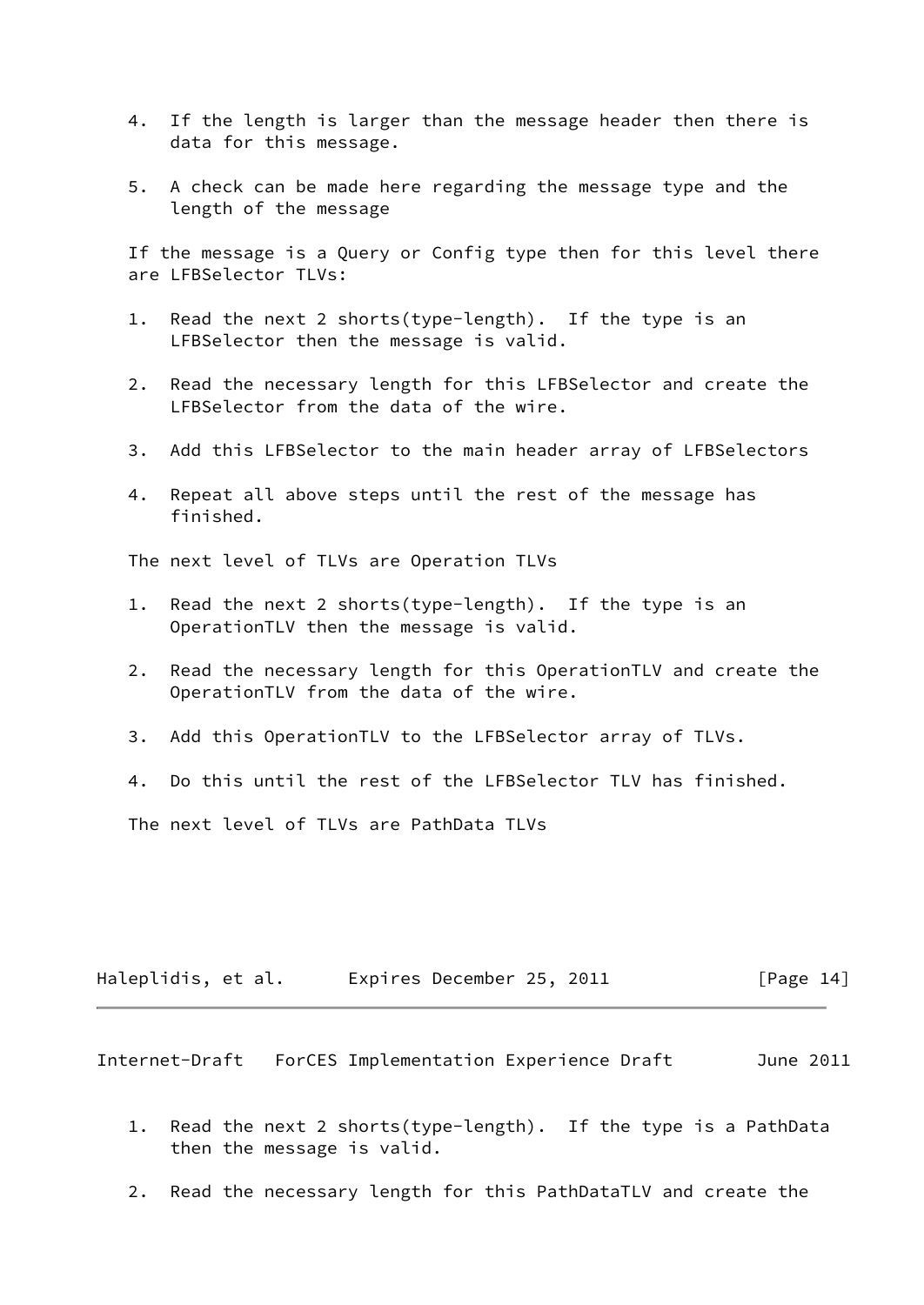4. If the length is larger than the message header then there is data for this message.

5. A check can be made here regarding the message type and the length of the message

If the message is a Query or Config type then for this level there are LFBSelector TLVs:

1. Read the next 2 shorts(type-length). If the type is an LFBSelector then the message is valid.

2. Read the necessary length for this LFBSelector and create the LFBSelector from the data of the wire.

3. Add this LFBSelector to the main header array of LFBSelectors

4. Repeat all above steps until the rest of the message has finished.

The next level of TLVs are Operation TLVs

1. Read the next 2 shorts(type-length). If the type is an OperationTLV then the message is valid.

2. Read the necessary length for this OperationTLV and create the OperationTLV from the data of the wire.

3. Add this OperationTLV to the LFBSelector array of TLVs.

4. Do this until the rest of the LFBSelector TLV has finished.

The next level of TLVs are PathData TLVs

1. Read the next 2 shorts(type-length). If the type is a PathData then the message is valid.

2. Read the necessary length for this PathDataTLV and create the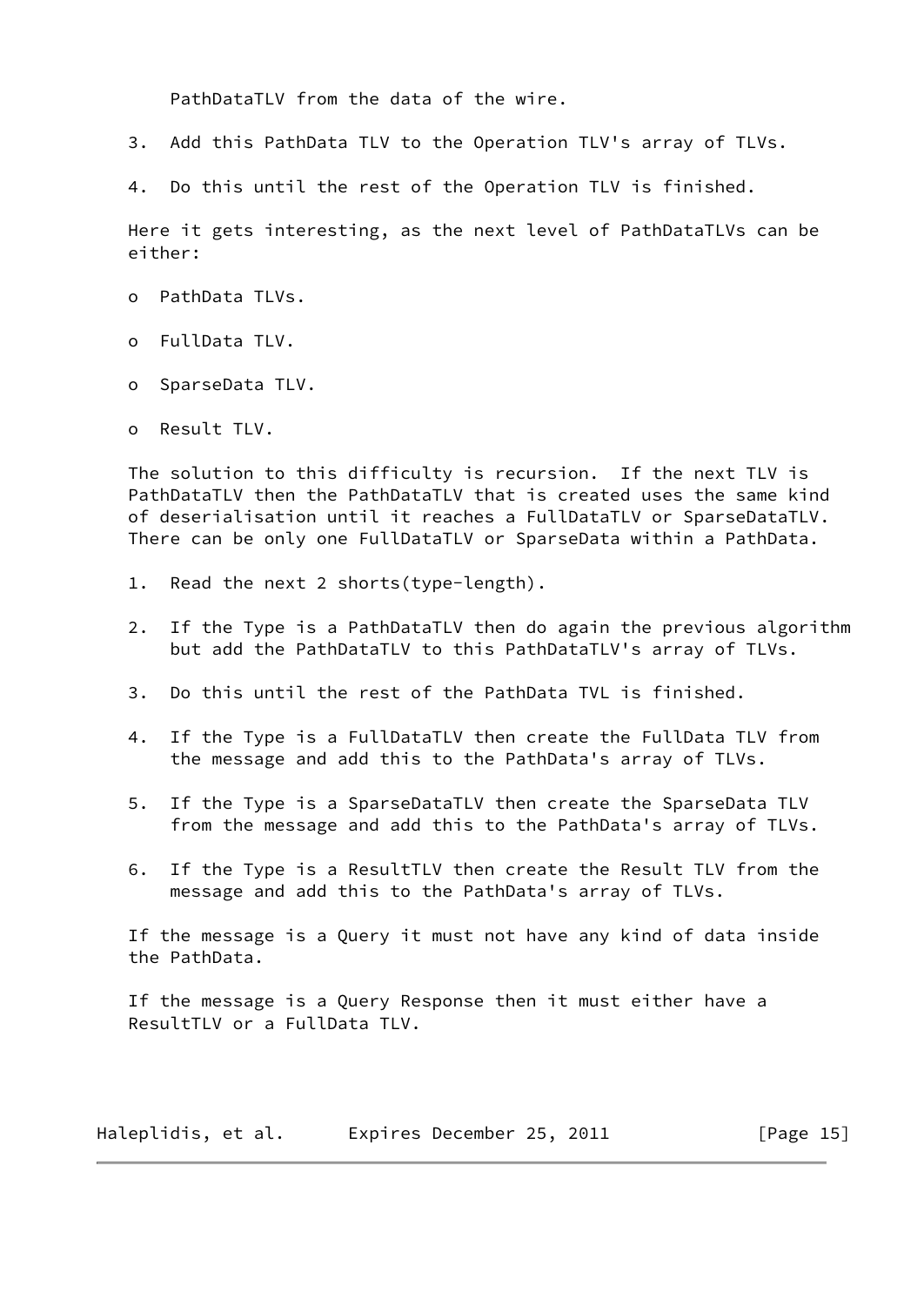PathDataTLV from the data of the wire.

3. Add this PathData TLV to the Operation TLV's array of TLVs.

4. Do this until the rest of the Operation TLV is finished.

Here it gets interesting, as the next level of PathDataTLVs can be either:

- PathData TLVs.
- FullData TLV.
- SparseData TLV.
- Result TLV.

The solution to this difficulty is recursion. If the next TLV is PathDataTLV then the PathDataTLV that is created uses the same kind of deserialisation until it reaches a FullDataTLV or SparseDataTLV. There can be only one FullDataTLV or SparseData within a PathData.

1. Read the next 2 shorts(type-length).

2. If the Type is a PathDataTLV then do again the previous algorithm but add the PathDataTLV to this PathDataTLV's array of TLVs.

3. Do this until the rest of the PathData TVL is finished.

4. If the Type is a FullDataTLV then create the FullData TLV from the message and add this to the PathData's array of TLVs.

5. If the Type is a SparseDataTLV then create the SparseData TLV from the message and add this to the PathData's array of TLVs.

6. If the Type is a ResultTLV then create the Result TLV from the message and add this to the PathData's array of TLVs.

If the message is a Query it must not have any kind of data inside the PathData.

If the message is a Query Response then it must either have a ResultTLV or a FullData TLV.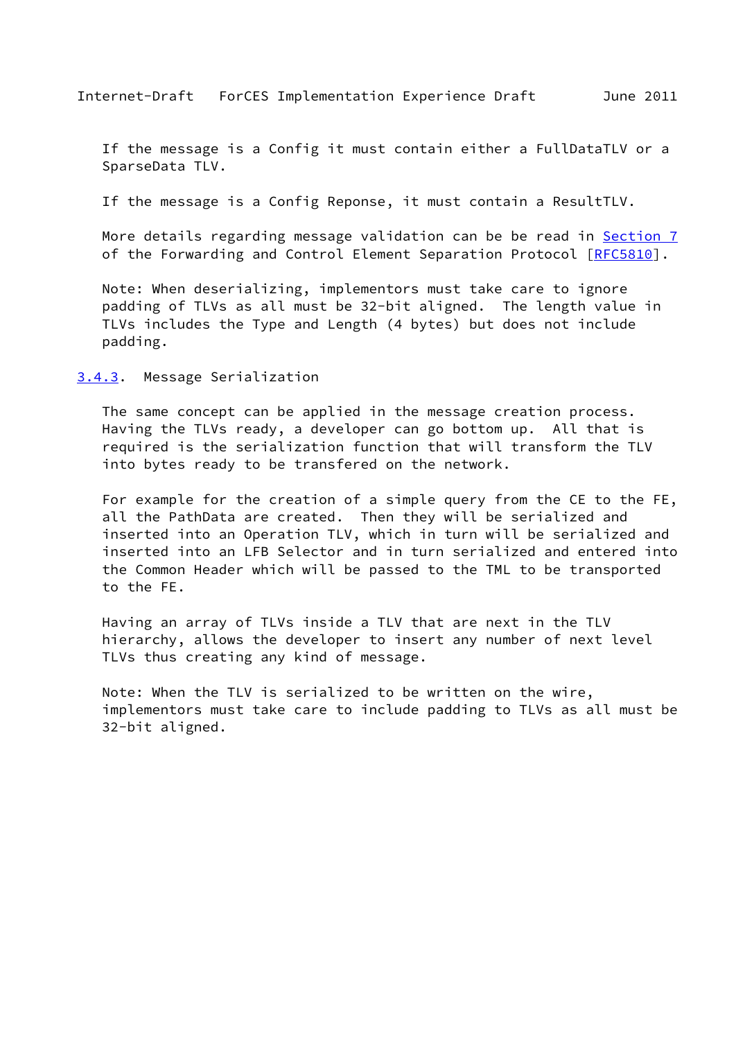If the message is a Config it must contain either a FullDataTLV or a SparseData TLV.

If the message is a Config Reponse, it must contain a ResultTLV.

More details regarding message validation can be be read in Section 7 of the Forwarding and Control Element Separation Protocol [RFC5810].

Note: When deserializing, implementors must take care to ignore padding of TLVs as all must be 32-bit aligned. The length value in TLVs includes the Type and Length (4 bytes) but does not include padding.

### 3.4.3. Message Serialization

The same concept can be applied in the message creation process. Having the TLVs ready, a developer can go bottom up. All that is required is the serialization function that will transform the TLV into bytes ready to be transfered on the network.

For example for the creation of a simple query from the CE to the FE, all the PathData are created. Then they will be serialized and inserted into an Operation TLV, which in turn will be serialized and inserted into an LFB Selector and in turn serialized and entered into the Common Header which will be passed to the TML to be transported to the FE.

Having an array of TLVs inside a TLV that are next in the TLV hierarchy, allows the developer to insert any number of next level TLVs thus creating any kind of message.

Note: When the TLV is serialized to be written on the wire, implementors must take care to include padding to TLVs as all must be 32-bit aligned.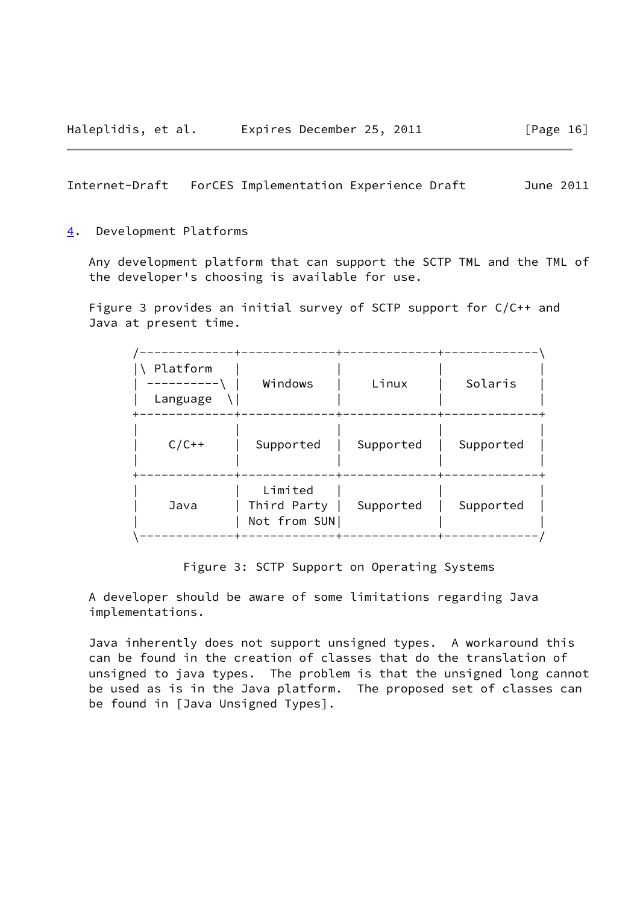## 4. Development Platforms

Any development platform that can support the SCTP TML and the TML of the developer's choosing is available for use.

Figure 3 provides an initial survey of SCTP support for C/C++ and Java at present time.

| Platform / Language | Windows | Linux | Solaris |
| --- | --- | --- | --- |
| C/C++ | Supported | Supported | Supported |
| Java | Limited Third Party Not from SUN | Supported | Supported |

Figure 3: SCTP Support on Operating Systems

A developer should be aware of some limitations regarding Java implementations.

Java inherently does not support unsigned types. A workaround this can be found in the creation of classes that do the translation of unsigned to java types. The problem is that the unsigned long cannot be used as is in the Java platform. The proposed set of classes can be found in [Java Unsigned Types].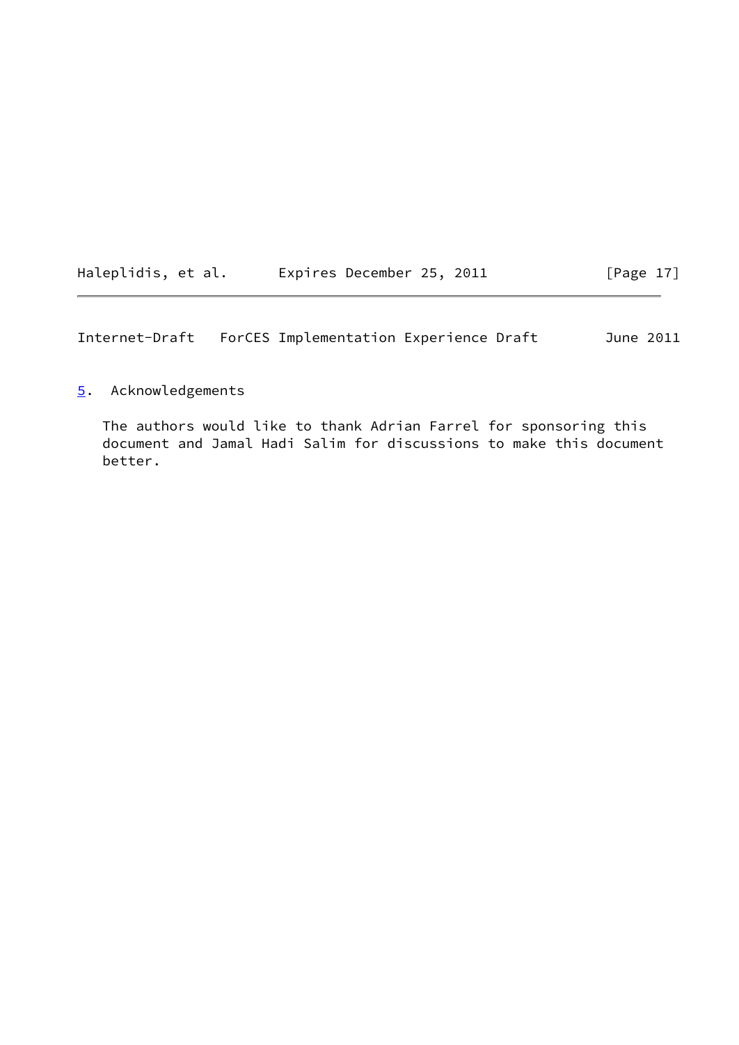## 5. Acknowledgements

The authors would like to thank Adrian Farrel for sponsoring this document and Jamal Hadi Salim for discussions to make this document better.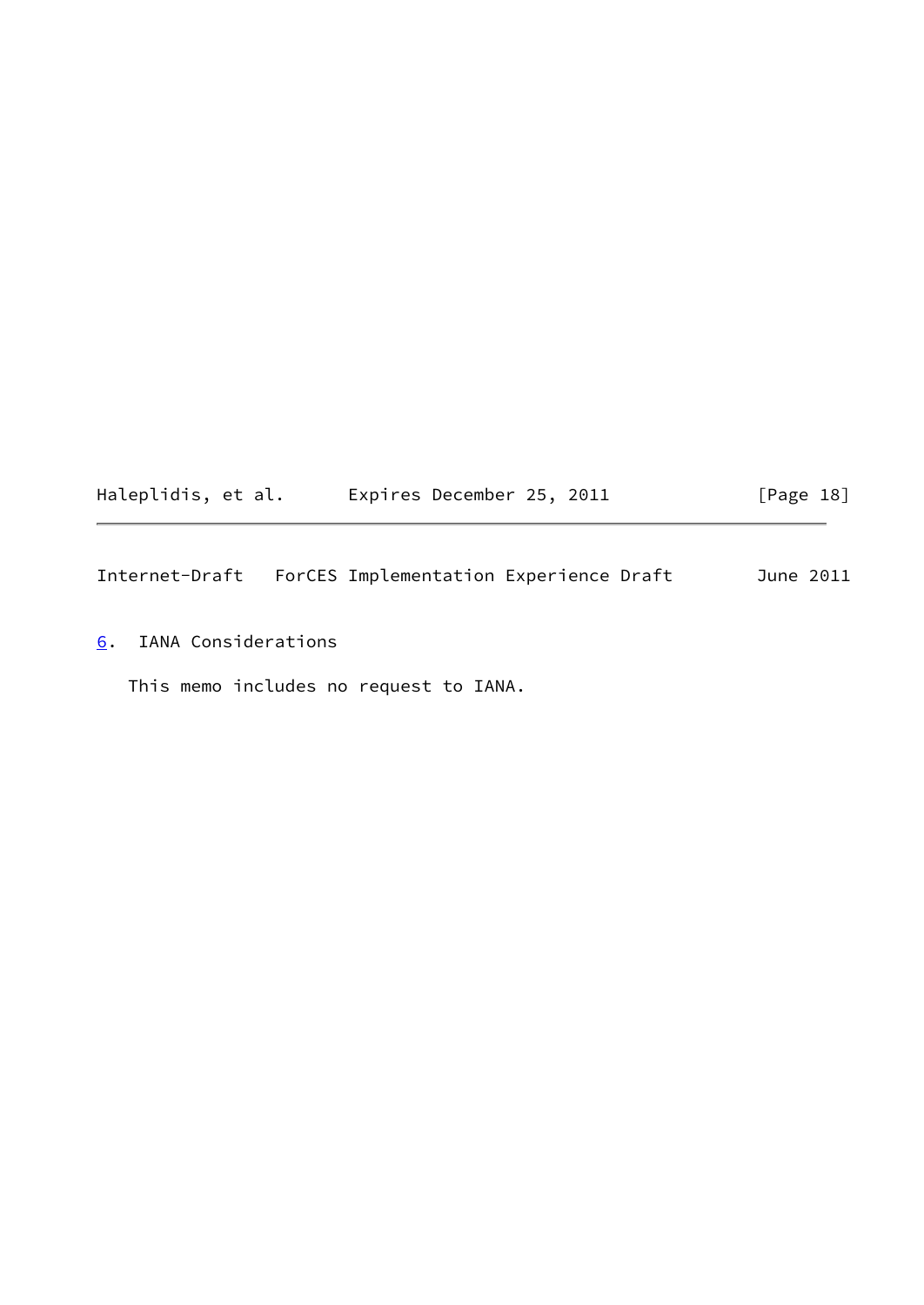## 6. IANA Considerations

This memo includes no request to IANA.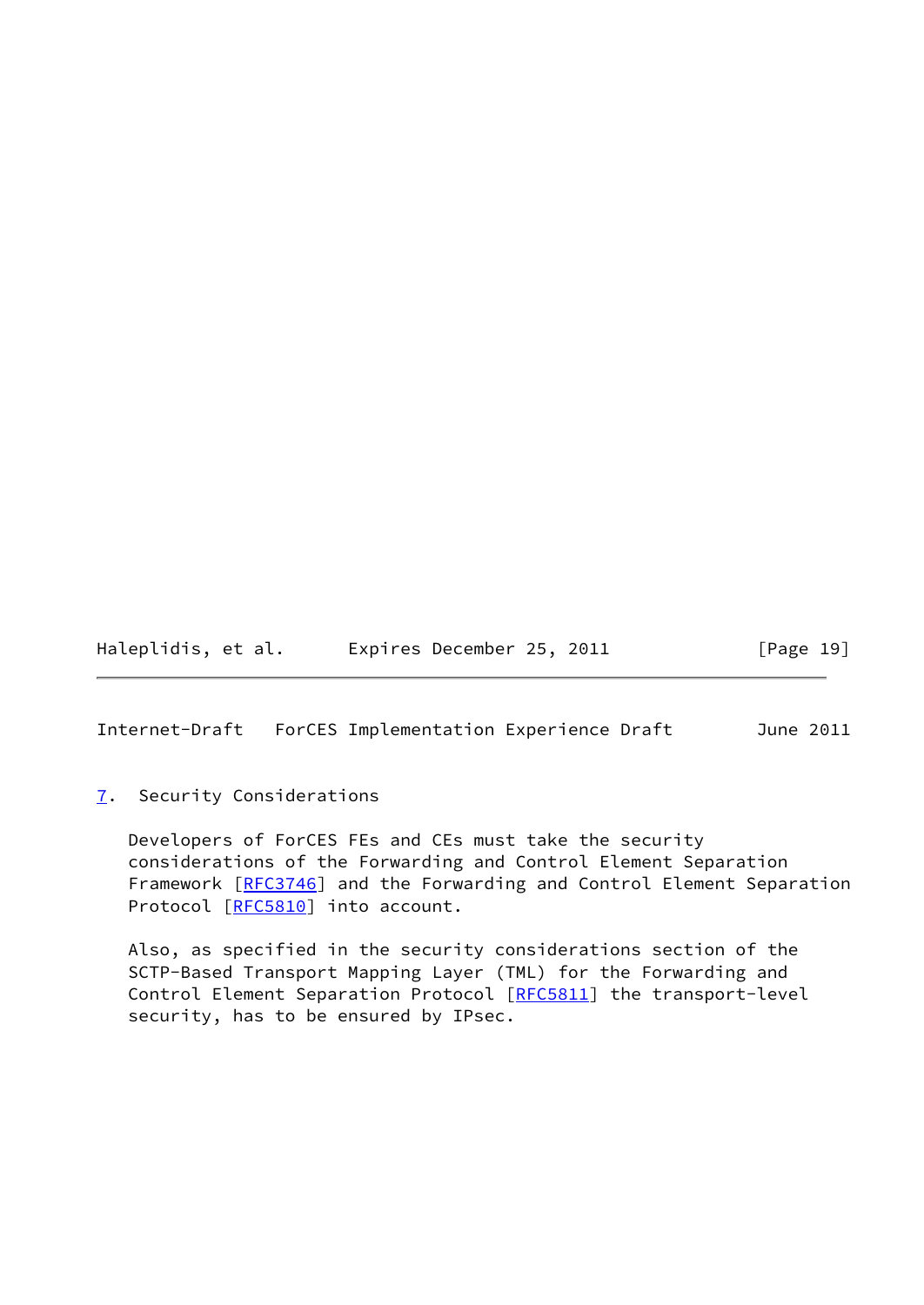## 7. Security Considerations

Developers of ForCES FEs and CEs must take the security considerations of the Forwarding and Control Element Separation Framework [RFC3746] and the Forwarding and Control Element Separation Protocol [RFC5810] into account.

Also, as specified in the security considerations section of the SCTP-Based Transport Mapping Layer (TML) for the Forwarding and Control Element Separation Protocol [RFC5811] the transport-level security, has to be ensured by IPsec.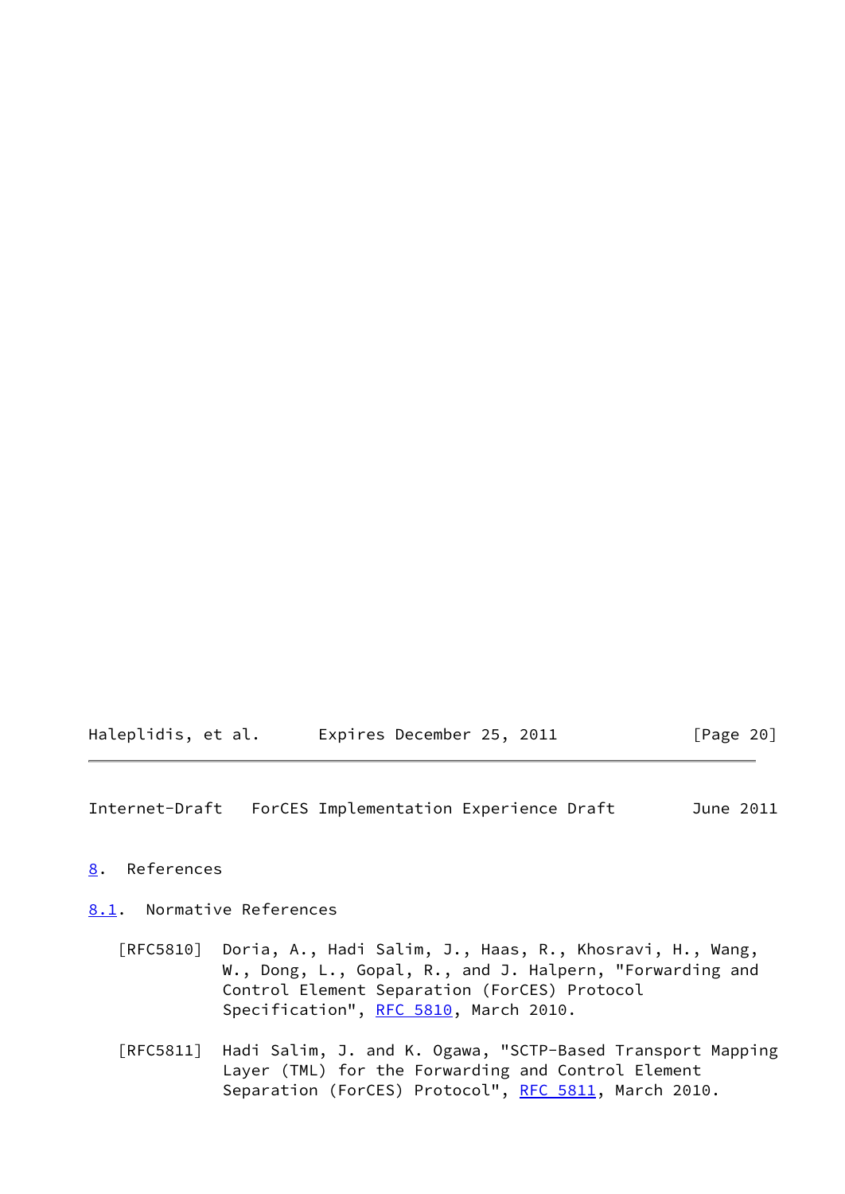## 8. References

### 8.1. Normative References

[RFC5810] Doria, A., Hadi Salim, J., Haas, R., Khosravi, H., Wang, W., Dong, L., Gopal, R., and J. Halpern, "Forwarding and Control Element Separation (ForCES) Protocol Specification", RFC 5810, March 2010.

[RFC5811] Hadi Salim, J. and K. Ogawa, "SCTP-Based Transport Mapping Layer (TML) for the Forwarding and Control Element Separation (ForCES) Protocol", RFC 5811, March 2010.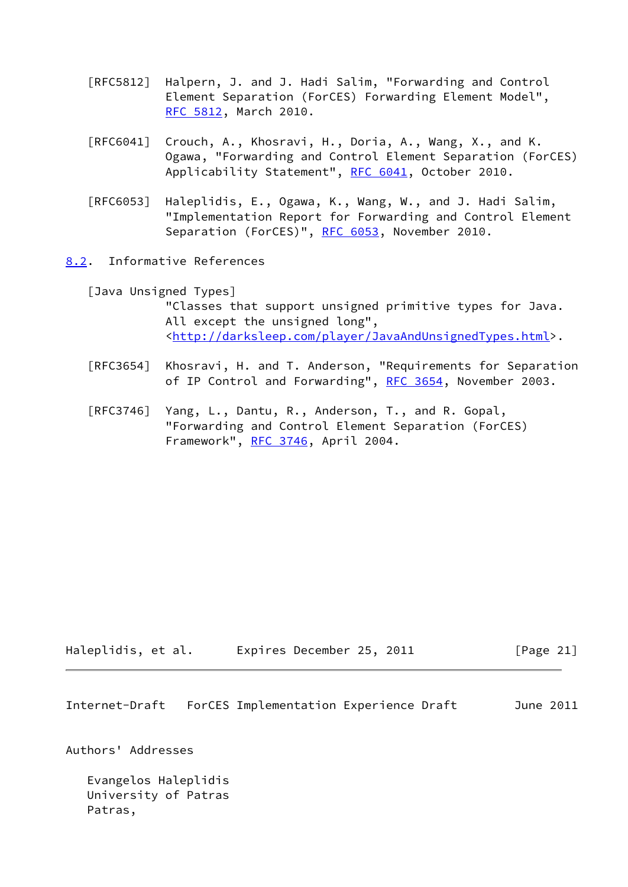[RFC5812] Halpern, J. and J. Hadi Salim, "Forwarding and Control Element Separation (ForCES) Forwarding Element Model", RFC 5812, March 2010.

[RFC6041] Crouch, A., Khosravi, H., Doria, A., Wang, X., and K. Ogawa, "Forwarding and Control Element Separation (ForCES) Applicability Statement", RFC 6041, October 2010.

[RFC6053] Haleplidis, E., Ogawa, K., Wang, W., and J. Hadi Salim, "Implementation Report for Forwarding and Control Element Separation (ForCES)", RFC 6053, November 2010.

## 8.2. Informative References

[Java Unsigned Types] "Classes that support unsigned primitive types for Java. All except the unsigned long", <http://darksleep.com/player/JavaAndUnsignedTypes.html>.

[RFC3654] Khosravi, H. and T. Anderson, "Requirements for Separation of IP Control and Forwarding", RFC 3654, November 2003.

[RFC3746] Yang, L., Dantu, R., Anderson, T., and R. Gopal, "Forwarding and Control Element Separation (ForCES) Framework", RFC 3746, April 2004.

# Authors' Addresses

Evangelos Haleplidis
University of Patras
Patras,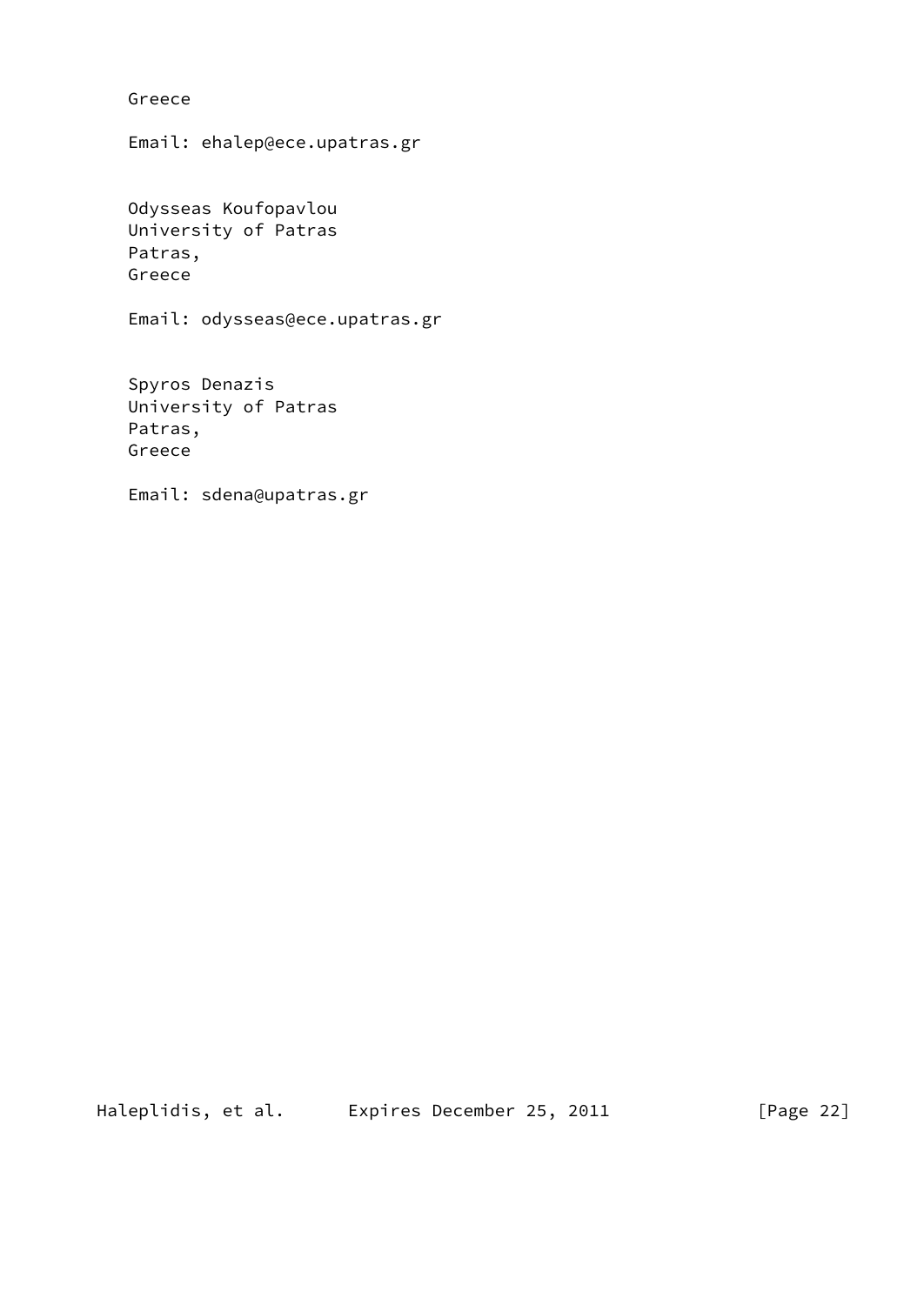Greece

Email: ehalep@ece.upatras.gr

Odysseas Koufopavlou
University of Patras
Patras,
Greece

Email: odysseas@ece.upatras.gr

Spyros Denazis
University of Patras
Patras,
Greece

Email: sdena@upatras.gr